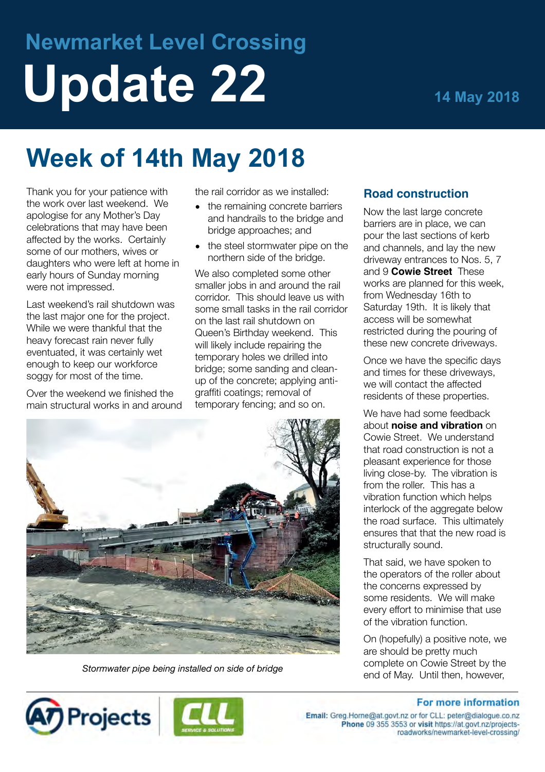# Newmarket Level Crossing

# Update 22

14 May 2018

## Week of 14th May 2018

Thank you for your patience with the work over last weekend. We apologise for any Mother's Day celebrations that may have been affected by the works. Certainly some of our mothers, wives or daughters who were left at home in early hours of Sunday morning were not impressed.

Last weekend's rail shutdown was the last major one for the project. While we were thankful that the heavy forecast rain never fully eventuated, it was certainly wet enough to keep our workforce soggy for most of the time.

Over the weekend we finished the main structural works in and around the rail corridor as we installed:

- the remaining concrete barriers and handrails to the bridge and bridge approaches; and
- the steel stormwater pipe on the northern side of the bridge.

We also completed some other smaller jobs in and around the rail corridor. This should leave us with some small tasks in the rail corridor on the last rail shutdown on Queen's Birthday weekend. This will likely include repairing the temporary holes we drilled into bridge; some sanding and clean-up of the concrete; applying anti-graffiti coatings; removal of temporary fencing; and so on.

*Stormwater pipe being installed on side of bridge*

### Road construction

Now the last large concrete barriers are in place, we can pour the last sections of kerb and channels, and lay the new driveway entrances to Nos. 5, 7 and 9 **Cowie Street** These works are planned for this week, from Wednesday 16th to Saturday 19th. It is likely that access will be somewhat restricted during the pouring of these new concrete driveways.

Once we have the specific days and times for these driveways, we will contact the affected residents of these properties.

We have had some feedback about **noise and vibration** on Cowie Street. We understand that road construction is not a pleasant experience for those living close-by. The vibration is from the roller. This has a vibration function which helps interlock of the aggregate below the road surface. This ultimately ensures that that the new road is structurally sound.

That said, we have spoken to the operators of the roller about the concerns expressed by some residents. We will make every effort to minimise that use of the vibration function.

On (hopefully) a positive note, we are should be pretty much complete on Cowie Street by the end of May. Until then, however,

**For more information**

**Email:** Greg.Horne@at.govt.nz or for CLL: peter@dialogue.co.nz
**Phone** 09 355 3553 or **visit** https://at.govt.nz/projects-roadworks/newmarket-level-crossing/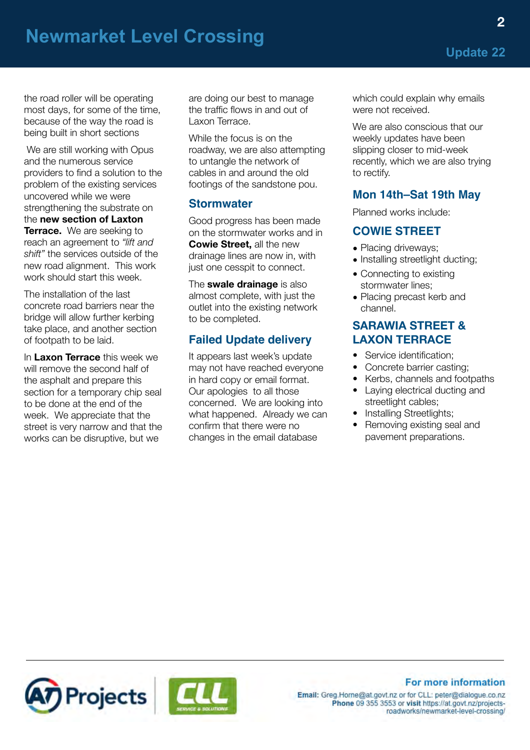the road roller will be operating most days, for some of the time, because of the way the road is being built in short sections

We are still working with Opus and the numerous service providers to find a solution to the problem of the existing services uncovered while we were strengthening the substrate on the **new section of Laxton Terrace.** We are seeking to reach an agreement to *"lift and shift"* the services outside of the new road alignment. This work work should start this week.

The installation of the last concrete road barriers near the bridge will allow further kerbing take place, and another section of footpath to be laid.

In **Laxon Terrace** this week we will remove the second half of the asphalt and prepare this section for a temporary chip seal to be done at the end of the week. We appreciate that the street is very narrow and that the works can be disruptive, but we are doing our best to manage the traffic flows in and out of Laxon Terrace.

While the focus is on the roadway, we are also attempting to untangle the network of cables in and around the old footings of the sandstone pou.

## Stormwater

Good progress has been made on the stormwater works and in **Cowie Street,** all the new drainage lines are now in, with just one cesspit to connect.

The **swale drainage** is also almost complete, with just the outlet into the existing network to be completed.

## Failed Update delivery

It appears last week's update may not have reached everyone in hard copy or email format. Our apologies to all those concerned. We are looking into what happened. Already we can confirm that there were no changes in the email database which could explain why emails were not received.

We are also conscious that our weekly updates have been slipping closer to mid-week recently, which we are also trying to rectify.

## Mon 14th–Sat 19th May

Planned works include:

### COWIE STREET

- Placing driveways;
- Installing streetlight ducting;
- Connecting to existing stormwater lines;
- Placing precast kerb and channel.

### SARAWIA STREET & LAXON TERRACE

- Service identification;
- Concrete barrier casting;
- Kerbs, channels and footpaths
- Laying electrical ducting and streetlight cables;
- Installing Streetlights;
- Removing existing seal and pavement preparations.

**For more information**

**Email:** Greg.Horne@at.govt.nz or for CLL: peter@dialogue.co.nz
**Phone** 09 355 3553 or **visit** https://at.govt.nz/projects-roadworks/newmarket-level-crossing/